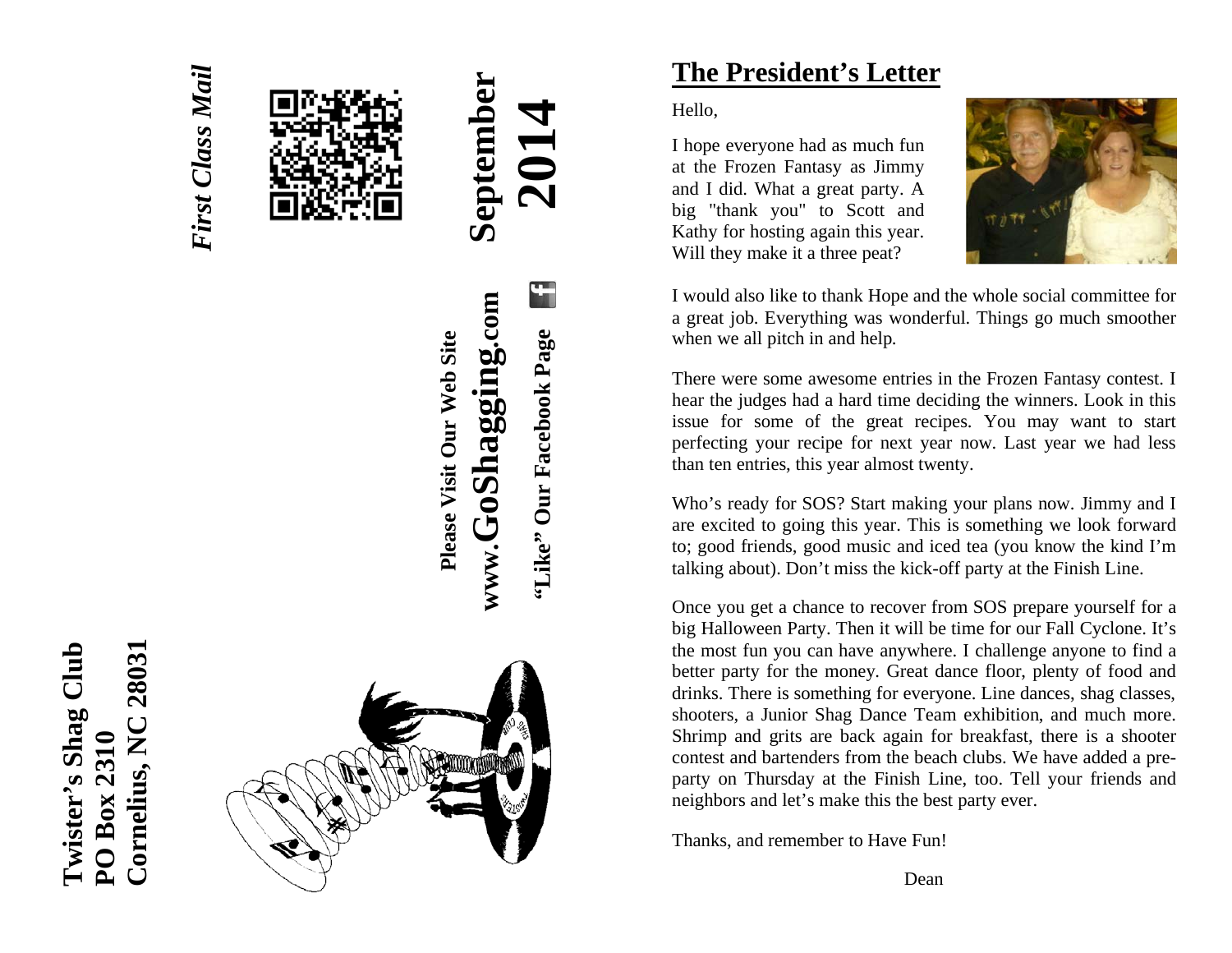Twister's Shag Club
PO Box 2310
Cornelius, NC 28031

*First Class Mail*

**September 2014**

**Please Visit Our Web Site**
**www.GoShagging.com**
**"Like" Our Facebook Page**

# The President's Letter

Hello,

I hope everyone had as much fun at the Frozen Fantasy as Jimmy and I did. What a great party. A big "thank you" to Scott and Kathy for hosting again this year. Will they make it a three peat?

I would also like to thank Hope and the whole social committee for a great job. Everything was wonderful. Things go much smoother when we all pitch in and help.

There were some awesome entries in the Frozen Fantasy contest. I hear the judges had a hard time deciding the winners. Look in this issue for some of the great recipes. You may want to start perfecting your recipe for next year now. Last year we had less than ten entries, this year almost twenty.

Who's ready for SOS? Start making your plans now. Jimmy and I are excited to going this year. This is something we look forward to; good friends, good music and iced tea (you know the kind I'm talking about). Don't miss the kick-off party at the Finish Line.

Once you get a chance to recover from SOS prepare yourself for a big Halloween Party. Then it will be time for our Fall Cyclone. It's the most fun you can have anywhere. I challenge anyone to find a better party for the money. Great dance floor, plenty of food and drinks. There is something for everyone. Line dances, shag classes, shooters, a Junior Shag Dance Team exhibition, and much more. Shrimp and grits are back again for breakfast, there is a shooter contest and bartenders from the beach clubs. We have added a pre-party on Thursday at the Finish Line, too. Tell your friends and neighbors and let's make this the best party ever.

Thanks, and remember to Have Fun!

Dean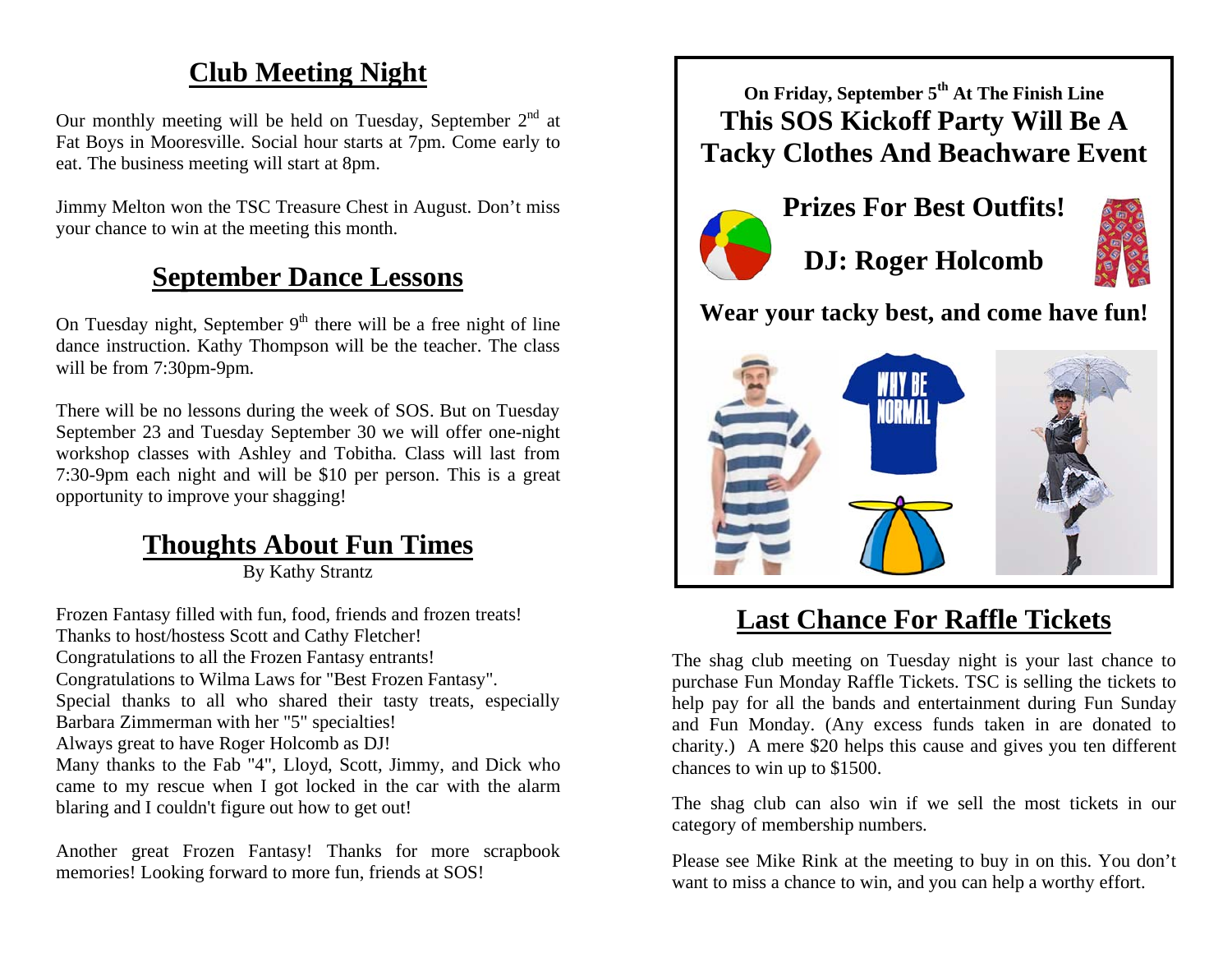## Club Meeting Night

Our monthly meeting will be held on Tuesday, September 2nd at Fat Boys in Mooresville. Social hour starts at 7pm. Come early to eat. The business meeting will start at 8pm.

Jimmy Melton won the TSC Treasure Chest in August. Don't miss your chance to win at the meeting this month.

## September Dance Lessons

On Tuesday night, September 9th there will be a free night of line dance instruction. Kathy Thompson will be the teacher. The class will be from 7:30pm-9pm.

There will be no lessons during the week of SOS. But on Tuesday September 23 and Tuesday September 30 we will offer one-night workshop classes with Ashley and Tobitha. Class will last from 7:30-9pm each night and will be $10 per person. This is a great opportunity to improve your shagging!

## Thoughts About Fun Times

By Kathy Strantz

Frozen Fantasy filled with fun, food, friends and frozen treats!
Thanks to host/hostess Scott and Cathy Fletcher!
Congratulations to all the Frozen Fantasy entrants!
Congratulations to Wilma Laws for "Best Frozen Fantasy".
Special thanks to all who shared their tasty treats, especially Barbara Zimmerman with her "5" specialties!
Always great to have Roger Holcomb as DJ!
Many thanks to the Fab "4", Lloyd, Scott, Jimmy, and Dick who came to my rescue when I got locked in the car with the alarm blaring and I couldn't figure out how to get out!

Another great Frozen Fantasy! Thanks for more scrapbook memories! Looking forward to more fun, friends at SOS!

**On Friday, September 5th At The Finish Line**

**This SOS Kickoff Party Will Be A Tacky Clothes And Beachware Event**

**Prizes For Best Outfits!**

**DJ: Roger Holcomb**

**Wear your tacky best, and come have fun!**

## Last Chance For Raffle Tickets

The shag club meeting on Tuesday night is your last chance to purchase Fun Monday Raffle Tickets. TSC is selling the tickets to help pay for all the bands and entertainment during Fun Sunday and Fun Monday. (Any excess funds taken in are donated to charity.) A mere $20 helps this cause and gives you ten different chances to win up to $1500.

The shag club can also win if we sell the most tickets in our category of membership numbers.

Please see Mike Rink at the meeting to buy in on this. You don't want to miss a chance to win, and you can help a worthy effort.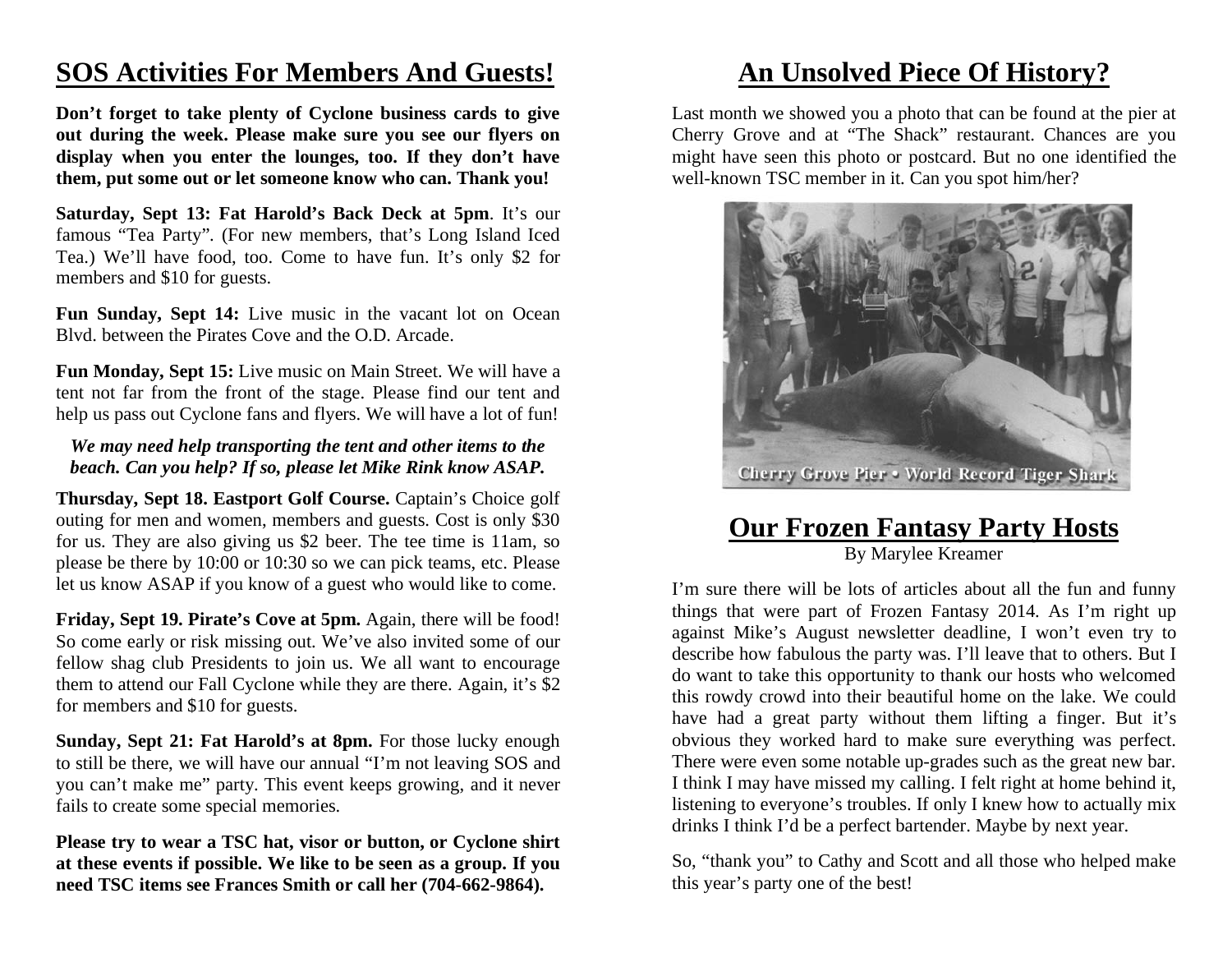## SOS Activities For Members And Guests!

**Don't forget to take plenty of Cyclone business cards to give out during the week. Please make sure you see our flyers on display when you enter the lounges, too. If they don't have them, put some out or let someone know who can. Thank you!**

**Saturday, Sept 13: Fat Harold's Back Deck at 5pm**. It's our famous "Tea Party". (For new members, that's Long Island Iced Tea.) We'll have food, too. Come to have fun. It's only $2 for members and $10 for guests.

**Fun Sunday, Sept 14:** Live music in the vacant lot on Ocean Blvd. between the Pirates Cove and the O.D. Arcade.

**Fun Monday, Sept 15:** Live music on Main Street. We will have a tent not far from the front of the stage. Please find our tent and help us pass out Cyclone fans and flyers. We will have a lot of fun!

***We may need help transporting the tent and other items to the beach. Can you help? If so, please let Mike Rink know ASAP.***

**Thursday, Sept 18. Eastport Golf Course.** Captain's Choice golf outing for men and women, members and guests. Cost is only $30 for us. They are also giving us $2 beer. The tee time is 11am, so please be there by 10:00 or 10:30 so we can pick teams, etc. Please let us know ASAP if you know of a guest who would like to come.

**Friday, Sept 19. Pirate's Cove at 5pm.** Again, there will be food! So come early or risk missing out. We've also invited some of our fellow shag club Presidents to join us. We all want to encourage them to attend our Fall Cyclone while they are there. Again, it's $2 for members and $10 for guests.

**Sunday, Sept 21: Fat Harold's at 8pm.** For those lucky enough to still be there, we will have our annual "I'm not leaving SOS and you can't make me" party. This event keeps growing, and it never fails to create some special memories.

**Please try to wear a TSC hat, visor or button, or Cyclone shirt at these events if possible. We like to be seen as a group. If you need TSC items see Frances Smith or call her (704-662-9864).**

## An Unsolved Piece Of History?

Last month we showed you a photo that can be found at the pier at Cherry Grove and at "The Shack" restaurant. Chances are you might have seen this photo or postcard. But no one identified the well-known TSC member in it. Can you spot him/her?

Cherry Grove Pier • World Record Tiger Shark

## Our Frozen Fantasy Party Hosts

By Marylee Kreamer

I'm sure there will be lots of articles about all the fun and funny things that were part of Frozen Fantasy 2014. As I'm right up against Mike's August newsletter deadline, I won't even try to describe how fabulous the party was. I'll leave that to others. But I do want to take this opportunity to thank our hosts who welcomed this rowdy crowd into their beautiful home on the lake. We could have had a great party without them lifting a finger. But it's obvious they worked hard to make sure everything was perfect. There were even some notable up-grades such as the great new bar. I think I may have missed my calling. I felt right at home behind it, listening to everyone's troubles. If only I knew how to actually mix drinks I think I'd be a perfect bartender. Maybe by next year.

So, "thank you" to Cathy and Scott and all those who helped make this year's party one of the best!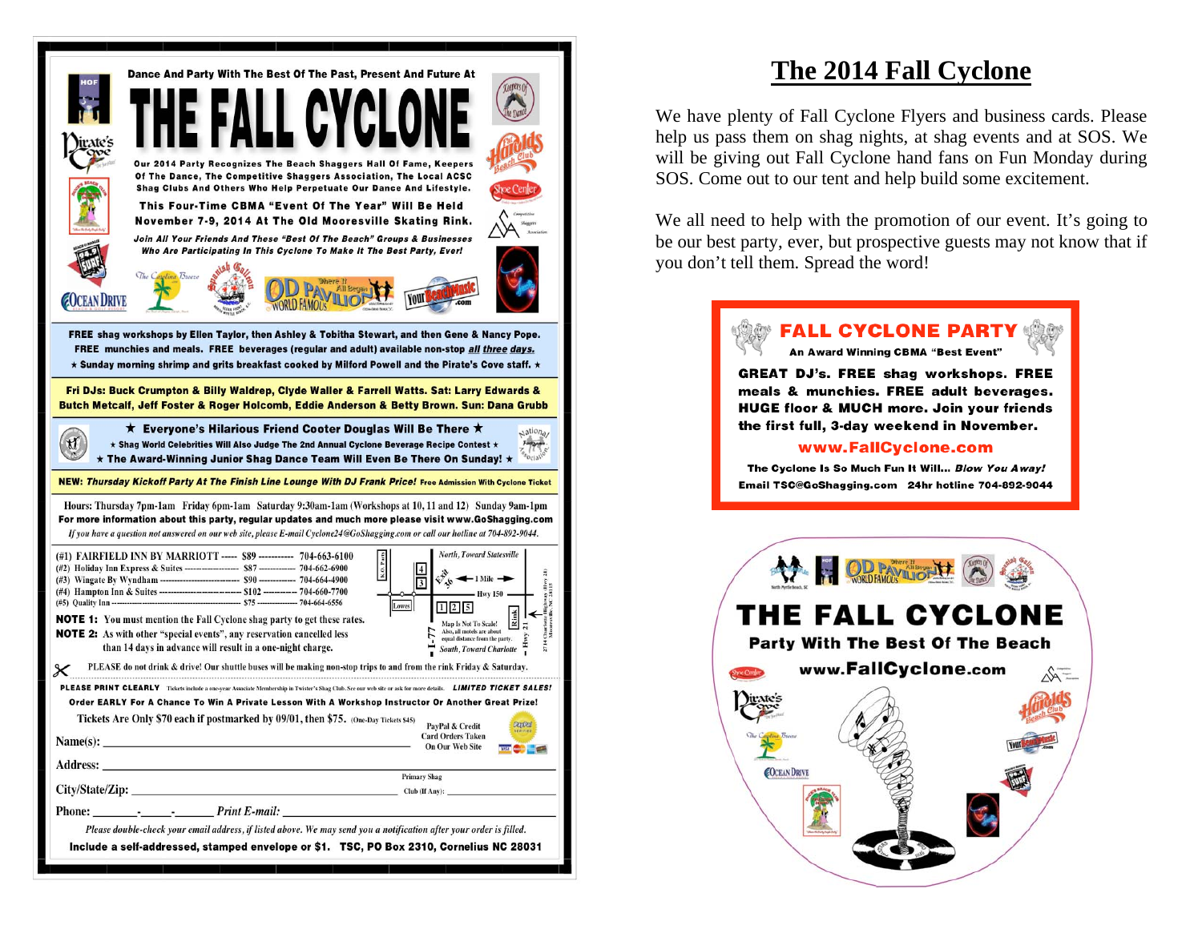Dance And Party With The Best Of The Past, Present And Future At

# THE FALL CYCLONE

**Our 2014 Party Recognizes The Beach Shaggers Hall Of Fame, Keepers Of The Dance, The Competitive Shaggers Association, The Local ACSC Shag Clubs And Others Who Help Perpetuate Our Dance And Lifestyle.**

**This Four-Time CBMA "Event Of The Year" Will Be Held November 7-9, 2014 At The Old Mooresville Skating Rink.**

***Join All Your Friends And These "Best Of The Beach" Groups & Businesses Who Are Participating In This Cyclone To Make It The Best Party, Ever!***

**FREE shag workshops by Ellen Taylor, then Ashley & Tobitha Stewart, and then Gene & Nancy Pope. FREE munchies and meals. FREE beverages (regular and adult) available non-stop *all three days*.**
**★ Sunday morning shrimp and grits breakfast cooked by Milford Powell and the Pirate's Cove staff. ★**

**Fri DJs: Buck Crumpton & Billy Waldrep, Clyde Waller & Farrell Watts. Sat: Larry Edwards & Butch Metcalf, Jeff Foster & Roger Holcomb, Eddie Anderson & Betty Brown. Sun: Dana Grubb**

**★ Everyone's Hilarious Friend Cooter Douglas Will Be There ★**
**★ Shag World Celebrities Will Also Judge The 2nd Annual Cyclone Beverage Recipe Contest ★**
**★ The Award-Winning Junior Shag Dance Team Will Even Be There On Sunday! ★**

**NEW: *Thursday Kickoff Party At The Finish Line Lounge With DJ Frank Price!* Free Admission With Cyclone Ticket**

Hours: Thursday 7pm-1am Friday 6pm-1am Saturday 9:30am-1am (Workshops at 10, 11 and 12) Sunday 9am-1pm
**For more information about this party, regular updates and much more please visit www.GoShagging.com**
*If you have a question not answered on our web site, please E-mail Cyclone24@GoShagging.com or call our hotline at 704-892-9044.*

| Hotel | Rate | Phone |
|---|---|---|
| (#1) FAIRFIELD INN BY MARRIOTT | $89 | 704-663-6100 |
| (#2) Holiday Inn Express & Suites | $87 | 704-662-6900 |
| (#3) Wingate By Wyndham | $90 | 704-664-4900 |
| (#4) Hampton Inn & Suites | $102 | 704-660-7700 |
| (#5) Quality Inn | $75 | 704-664-6556 |

**NOTE 1:** You must mention the Fall Cyclone shag party to get these rates.
**NOTE 2:** As with other "special events", any reservation cancelled less than 14 days in advance will result in a one-night charge.

North, Toward Statesville — Exit 36 — 1 Mile — Hwy 150 — Lowes — I-77 — Hwy 21 — Rink — 2714 Charlotte Highway (Hwy 21) Mooresville, NC 28115 — South, Toward Charlotte
Map Is Not To Scale! Also, all motels are about equal distance from the party.

PLEASE do not drink & drive! Our shuttle buses will be making non-stop trips to and from the rink Friday & Saturday.

**PLEASE PRINT CLEARLY** Tickets include a one-year Associate Membership in Twister's Shag Club. See our web site or ask for more details. ***LIMITED TICKET SALES!***
**Order EARLY For A Chance To Win A Private Lesson With A Workshop Instructor Or Another Great Prize!**

Tickets Are Only $70 each if postmarked by 09/01, then $75. (One-Day Tickets $45)

PayPal & Credit Card Orders Taken On Our Web Site

Name(s): ______________________

Address: ______________________

City/State/Zip: ______________________ Primary Shag Club (If Any): ______________

Phone: _____-_____-_____ *Print E-mail:* ______________________

*Please double-check your email address, if listed above. We may send you a notification after your order is filled.*
**Include a self-addressed, stamped envelope or $1. TSC, PO Box 2310, Cornelius NC 28031**

# The 2014 Fall Cyclone

We have plenty of Fall Cyclone Flyers and business cards. Please help us pass them on shag nights, at shag events and at SOS. We will be giving out Fall Cyclone hand fans on Fun Monday during SOS. Come out to our tent and help build some excitement.

We all need to help with the promotion of our event. It's going to be our best party, ever, but prospective guests may not know that if you don't tell them. Spread the word!

**FALL CYCLONE PARTY**
**An Award Winning CBMA "Best Event"**
**GREAT DJ's. FREE shag workshops. FREE meals & munchies. FREE adult beverages. HUGE floor & MUCH more. Join your friends the first full, 3-day weekend in November.**
**www.FallCyclone.com**
**The Cyclone Is So Much Fun It Will... *Blow You Away!***
**Email TSC@GoShagging.com 24hr hotline 704-892-9044**

**THE FALL CYCLONE**
**Party With The Best Of The Beach**
**www.FallCyclone.com**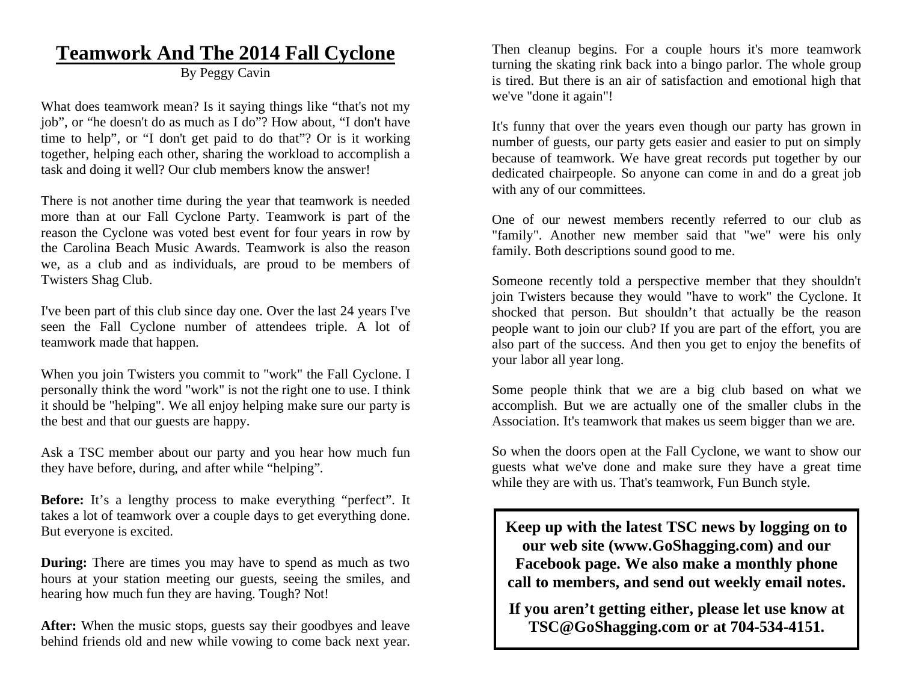# Teamwork And The 2014 Fall Cyclone

By Peggy Cavin

What does teamwork mean? Is it saying things like "that's not my job", or "he doesn't do as much as I do"? How about, "I don't have time to help", or "I don't get paid to do that"? Or is it working together, helping each other, sharing the workload to accomplish a task and doing it well? Our club members know the answer!

There is not another time during the year that teamwork is needed more than at our Fall Cyclone Party. Teamwork is part of the reason the Cyclone was voted best event for four years in row by the Carolina Beach Music Awards. Teamwork is also the reason we, as a club and as individuals, are proud to be members of Twisters Shag Club.

I've been part of this club since day one. Over the last 24 years I've seen the Fall Cyclone number of attendees triple. A lot of teamwork made that happen.

When you join Twisters you commit to "work" the Fall Cyclone. I personally think the word "work" is not the right one to use. I think it should be "helping". We all enjoy helping make sure our party is the best and that our guests are happy.

Ask a TSC member about our party and you hear how much fun they have before, during, and after while "helping".

**Before:** It's a lengthy process to make everything "perfect". It takes a lot of teamwork over a couple days to get everything done. But everyone is excited.

**During:** There are times you may have to spend as much as two hours at your station meeting our guests, seeing the smiles, and hearing how much fun they are having. Tough? Not!

**After:** When the music stops, guests say their goodbyes and leave behind friends old and new while vowing to come back next year. Then cleanup begins. For a couple hours it's more teamwork turning the skating rink back into a bingo parlor. The whole group is tired. But there is an air of satisfaction and emotional high that we've "done it again"!

It's funny that over the years even though our party has grown in number of guests, our party gets easier and easier to put on simply because of teamwork. We have great records put together by our dedicated chairpeople. So anyone can come in and do a great job with any of our committees.

One of our newest members recently referred to our club as "family". Another new member said that "we" were his only family. Both descriptions sound good to me.

Someone recently told a perspective member that they shouldn't join Twisters because they would "have to work" the Cyclone. It shocked that person. But shouldn't that actually be the reason people want to join our club? If you are part of the effort, you are also part of the success. And then you get to enjoy the benefits of your labor all year long.

Some people think that we are a big club based on what we accomplish. But we are actually one of the smaller clubs in the Association. It's teamwork that makes us seem bigger than we are.

So when the doors open at the Fall Cyclone, we want to show our guests what we've done and make sure they have a great time while they are with us. That's teamwork, Fun Bunch style.

**Keep up with the latest TSC news by logging on to our web site (www.GoShagging.com) and our Facebook page. We also make a monthly phone call to members, and send out weekly email notes.**

**If you aren't getting either, please let use know at TSC@GoShagging.com or at 704-534-4151.**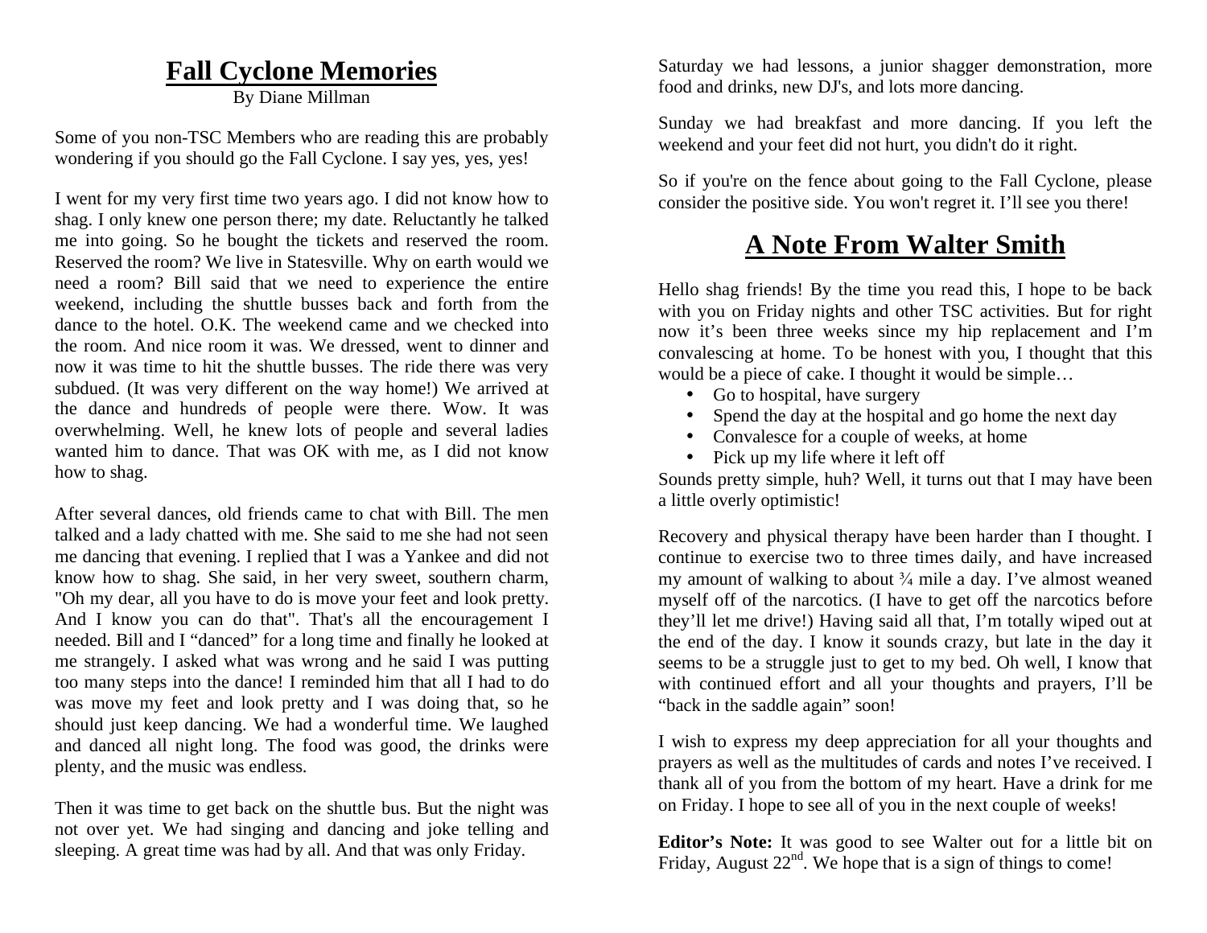## Fall Cyclone Memories

By Diane Millman

Some of you non-TSC Members who are reading this are probably wondering if you should go the Fall Cyclone. I say yes, yes, yes!

I went for my very first time two years ago. I did not know how to shag. I only knew one person there; my date. Reluctantly he talked me into going. So he bought the tickets and reserved the room. Reserved the room? We live in Statesville. Why on earth would we need a room? Bill said that we need to experience the entire weekend, including the shuttle busses back and forth from the dance to the hotel. O.K. The weekend came and we checked into the room. And nice room it was. We dressed, went to dinner and now it was time to hit the shuttle busses. The ride there was very subdued. (It was very different on the way home!) We arrived at the dance and hundreds of people were there. Wow. It was overwhelming. Well, he knew lots of people and several ladies wanted him to dance. That was OK with me, as I did not know how to shag.

After several dances, old friends came to chat with Bill. The men talked and a lady chatted with me. She said to me she had not seen me dancing that evening. I replied that I was a Yankee and did not know how to shag. She said, in her very sweet, southern charm, "Oh my dear, all you have to do is move your feet and look pretty. And I know you can do that". That's all the encouragement I needed. Bill and I "danced" for a long time and finally he looked at me strangely. I asked what was wrong and he said I was putting too many steps into the dance! I reminded him that all I had to do was move my feet and look pretty and I was doing that, so he should just keep dancing. We had a wonderful time. We laughed and danced all night long. The food was good, the drinks were plenty, and the music was endless.

Then it was time to get back on the shuttle bus. But the night was not over yet. We had singing and dancing and joke telling and sleeping. A great time was had by all. And that was only Friday.

Saturday we had lessons, a junior shagger demonstration, more food and drinks, new DJ's, and lots more dancing.

Sunday we had breakfast and more dancing. If you left the weekend and your feet did not hurt, you didn't do it right.

So if you're on the fence about going to the Fall Cyclone, please consider the positive side. You won't regret it. I'll see you there!

## A Note From Walter Smith

Hello shag friends! By the time you read this, I hope to be back with you on Friday nights and other TSC activities. But for right now it's been three weeks since my hip replacement and I'm convalescing at home. To be honest with you, I thought that this would be a piece of cake. I thought it would be simple…

- Go to hospital, have surgery
- Spend the day at the hospital and go home the next day
- Convalesce for a couple of weeks, at home
- Pick up my life where it left off

Sounds pretty simple, huh? Well, it turns out that I may have been a little overly optimistic!

Recovery and physical therapy have been harder than I thought. I continue to exercise two to three times daily, and have increased my amount of walking to about ¾ mile a day. I've almost weaned myself off of the narcotics. (I have to get off the narcotics before they'll let me drive!) Having said all that, I'm totally wiped out at the end of the day. I know it sounds crazy, but late in the day it seems to be a struggle just to get to my bed. Oh well, I know that with continued effort and all your thoughts and prayers, I'll be "back in the saddle again" soon!

I wish to express my deep appreciation for all your thoughts and prayers as well as the multitudes of cards and notes I've received. I thank all of you from the bottom of my heart. Have a drink for me on Friday. I hope to see all of you in the next couple of weeks!

**Editor's Note:** It was good to see Walter out for a little bit on Friday, August 22nd. We hope that is a sign of things to come!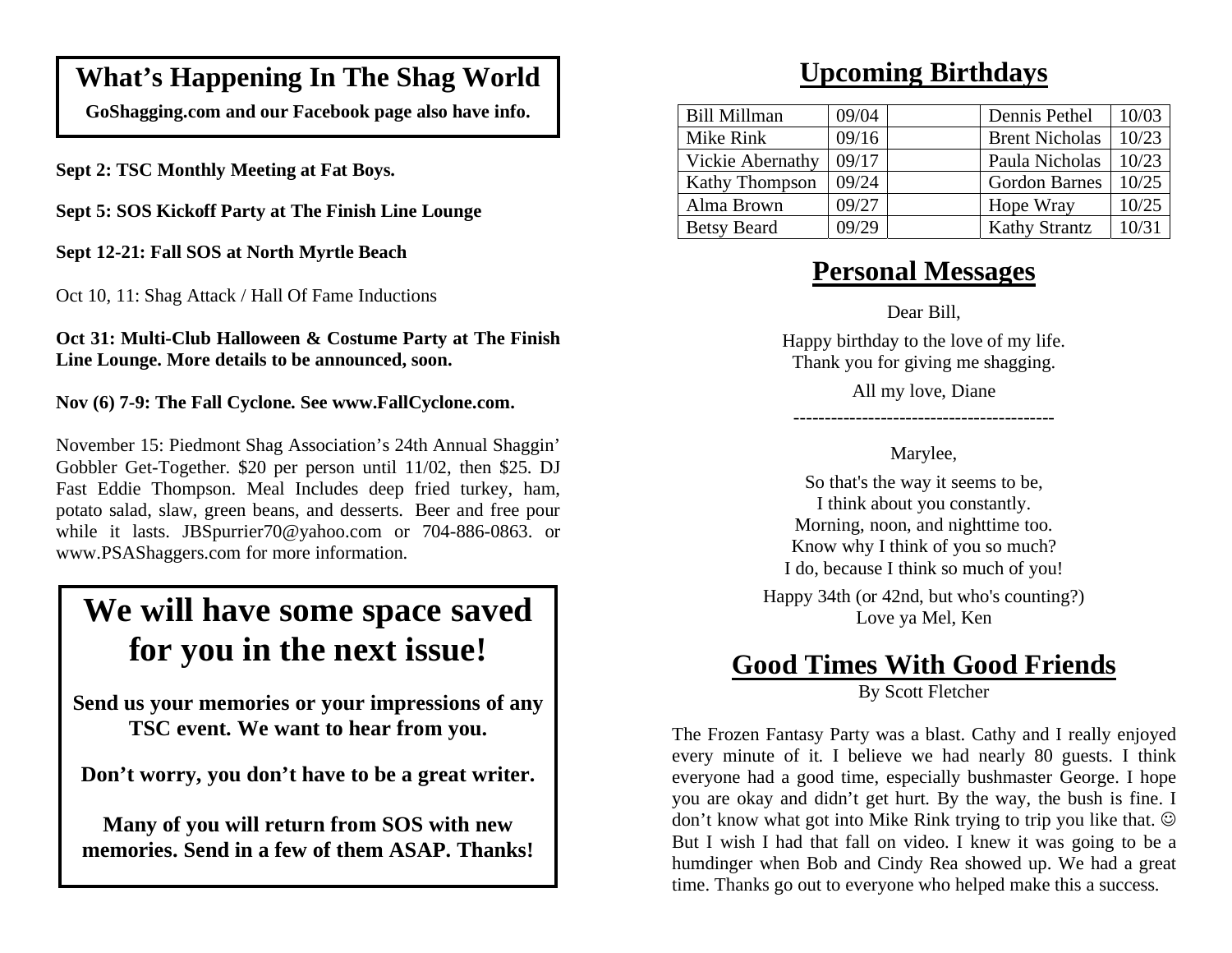## What's Happening In The Shag World

**GoShagging.com and our Facebook page also have info.**

**Sept 2: TSC Monthly Meeting at Fat Boys.**

**Sept 5: SOS Kickoff Party at The Finish Line Lounge**

**Sept 12-21: Fall SOS at North Myrtle Beach**

Oct 10, 11: Shag Attack / Hall Of Fame Inductions

**Oct 31: Multi-Club Halloween & Costume Party at The Finish Line Lounge. More details to be announced, soon.**

**Nov (6) 7-9: The Fall Cyclone. See www.FallCyclone.com.**

November 15: Piedmont Shag Association's 24th Annual Shaggin' Gobbler Get-Together. $20 per person until 11/02, then $25. DJ Fast Eddie Thompson. Meal Includes deep fried turkey, ham, potato salad, slaw, green beans, and desserts. Beer and free pour while it lasts. JBSpurrier70@yahoo.com or 704-886-0863. or www.PSAShaggers.com for more information.

## We will have some space saved for you in the next issue!

**Send us your memories or your impressions of any TSC event. We want to hear from you.**

**Don't worry, you don't have to be a great writer.**

**Many of you will return from SOS with new memories. Send in a few of them ASAP. Thanks!**

## Upcoming Birthdays

| | | | | |
|---|---|---|---|---|
| Bill Millman | 09/04 | | Dennis Pethel | 10/03 |
| Mike Rink | 09/16 | | Brent Nicholas | 10/23 |
| Vickie Abernathy | 09/17 | | Paula Nicholas | 10/23 |
| Kathy Thompson | 09/24 | | Gordon Barnes | 10/25 |
| Alma Brown | 09/27 | | Hope Wray | 10/25 |
| Betsy Beard | 09/29 | | Kathy Strantz | 10/31 |

## Personal Messages

Dear Bill,

Happy birthday to the love of my life.
Thank you for giving me shagging.

All my love, Diane

------------------------------------------

Marylee,

So that's the way it seems to be,
I think about you constantly.
Morning, noon, and nighttime too.
Know why I think of you so much?
I do, because I think so much of you!

Happy 34th (or 42nd, but who's counting?)
Love ya Mel, Ken

## Good Times With Good Friends

By Scott Fletcher

The Frozen Fantasy Party was a blast. Cathy and I really enjoyed every minute of it. I believe we had nearly 80 guests. I think everyone had a good time, especially bushmaster George. I hope you are okay and didn't get hurt. By the way, the bush is fine. I don't know what got into Mike Rink trying to trip you like that. ☺ But I wish I had that fall on video. I knew it was going to be a humdinger when Bob and Cindy Rea showed up. We had a great time. Thanks go out to everyone who helped make this a success.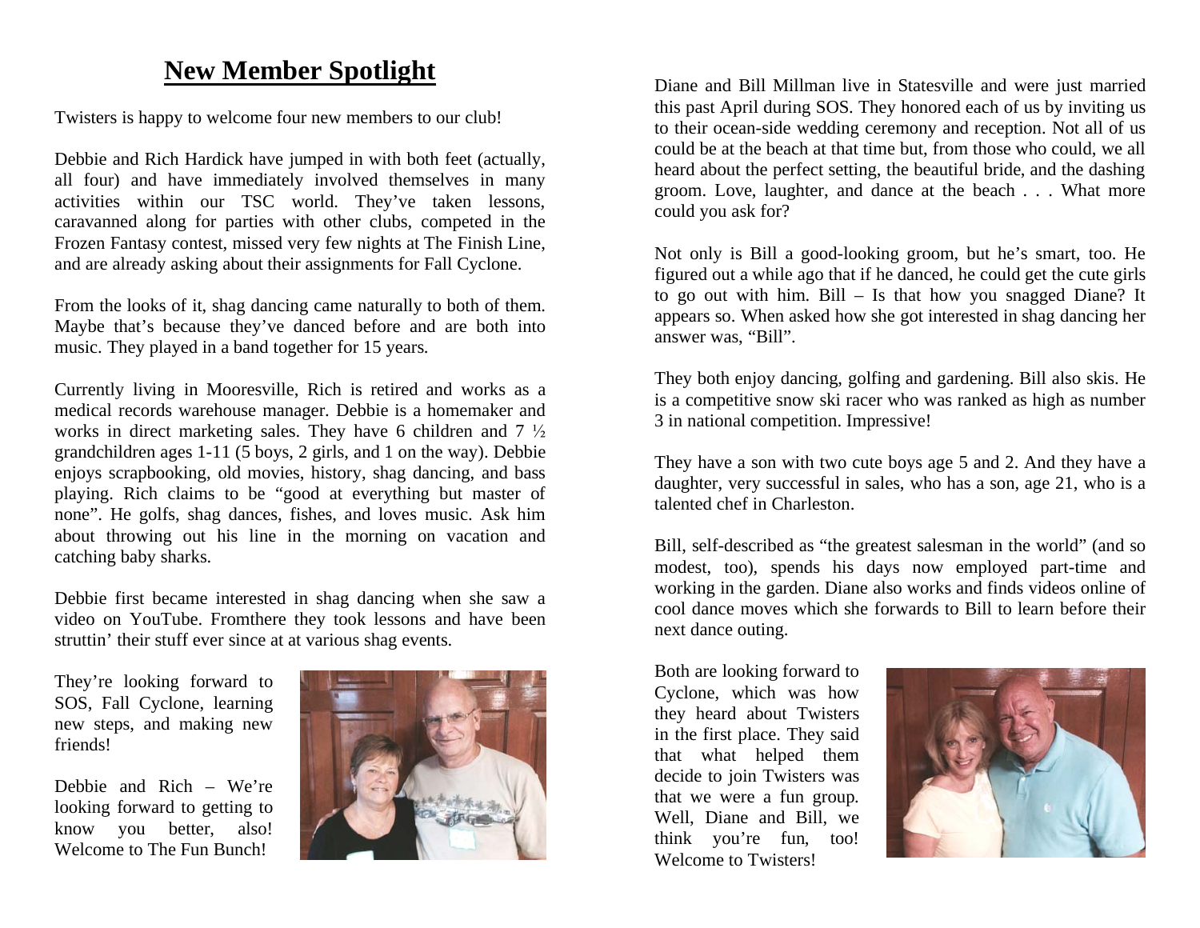# New Member Spotlight

Twisters is happy to welcome four new members to our club!

Debbie and Rich Hardick have jumped in with both feet (actually, all four) and have immediately involved themselves in many activities within our TSC world. They've taken lessons, caravanned along for parties with other clubs, competed in the Frozen Fantasy contest, missed very few nights at The Finish Line, and are already asking about their assignments for Fall Cyclone.

From the looks of it, shag dancing came naturally to both of them. Maybe that's because they've danced before and are both into music. They played in a band together for 15 years.

Currently living in Mooresville, Rich is retired and works as a medical records warehouse manager. Debbie is a homemaker and works in direct marketing sales. They have 6 children and 7 ½ grandchildren ages 1-11 (5 boys, 2 girls, and 1 on the way). Debbie enjoys scrapbooking, old movies, history, shag dancing, and bass playing. Rich claims to be "good at everything but master of none". He golfs, shag dances, fishes, and loves music. Ask him about throwing out his line in the morning on vacation and catching baby sharks.

Debbie first became interested in shag dancing when she saw a video on YouTube. Fromthere they took lessons and have been struttin' their stuff ever since at at various shag events.

They're looking forward to SOS, Fall Cyclone, learning new steps, and making new friends!

Debbie and Rich – We're looking forward to getting to know you better, also! Welcome to The Fun Bunch!

Diane and Bill Millman live in Statesville and were just married this past April during SOS. They honored each of us by inviting us to their ocean-side wedding ceremony and reception. Not all of us could be at the beach at that time but, from those who could, we all heard about the perfect setting, the beautiful bride, and the dashing groom. Love, laughter, and dance at the beach . . . What more could you ask for?

Not only is Bill a good-looking groom, but he's smart, too. He figured out a while ago that if he danced, he could get the cute girls to go out with him. Bill – Is that how you snagged Diane? It appears so. When asked how she got interested in shag dancing her answer was, "Bill".

They both enjoy dancing, golfing and gardening. Bill also skis. He is a competitive snow ski racer who was ranked as high as number 3 in national competition. Impressive!

They have a son with two cute boys age 5 and 2. And they have a daughter, very successful in sales, who has a son, age 21, who is a talented chef in Charleston.

Bill, self-described as "the greatest salesman in the world" (and so modest, too), spends his days now employed part-time and working in the garden. Diane also works and finds videos online of cool dance moves which she forwards to Bill to learn before their next dance outing.

Both are looking forward to Cyclone, which was how they heard about Twisters in the first place. They said that what helped them decide to join Twisters was that we were a fun group. Well, Diane and Bill, we think you're fun, too! Welcome to Twisters!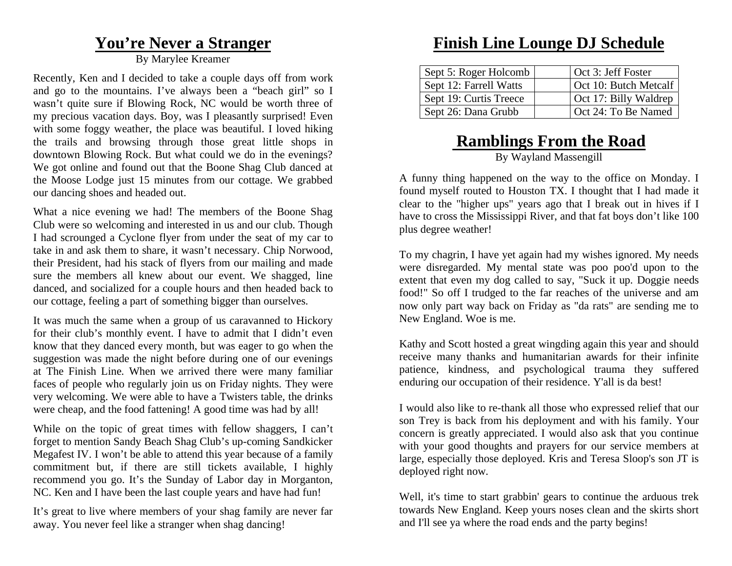# You’re Never a Stranger

By Marylee Kreamer

Recently, Ken and I decided to take a couple days off from work and go to the mountains. I’ve always been a “beach girl” so I wasn’t quite sure if Blowing Rock, NC would be worth three of my precious vacation days. Boy, was I pleasantly surprised! Even with some foggy weather, the place was beautiful. I loved hiking the trails and browsing through those great little shops in downtown Blowing Rock. But what could we do in the evenings? We got online and found out that the Boone Shag Club danced at the Moose Lodge just 15 minutes from our cottage. We grabbed our dancing shoes and headed out.

What a nice evening we had! The members of the Boone Shag Club were so welcoming and interested in us and our club. Though I had scrounged a Cyclone flyer from under the seat of my car to take in and ask them to share, it wasn’t necessary. Chip Norwood, their President, had his stack of flyers from our mailing and made sure the members all knew about our event. We shagged, line danced, and socialized for a couple hours and then headed back to our cottage, feeling a part of something bigger than ourselves.

It was much the same when a group of us caravanned to Hickory for their club’s monthly event. I have to admit that I didn’t even know that they danced every month, but was eager to go when the suggestion was made the night before during one of our evenings at The Finish Line. When we arrived there were many familiar faces of people who regularly join us on Friday nights. They were very welcoming. We were able to have a Twisters table, the drinks were cheap, and the food fattening! A good time was had by all!

While on the topic of great times with fellow shaggers, I can’t forget to mention Sandy Beach Shag Club’s up-coming Sandkicker Megafest IV. I won’t be able to attend this year because of a family commitment but, if there are still tickets available, I highly recommend you go. It’s the Sunday of Labor day in Morganton, NC. Ken and I have been the last couple years and have had fun!

It’s great to live where members of your shag family are never far away. You never feel like a stranger when shag dancing!

# Finish Line Lounge DJ Schedule

| | | |
|---|---|---|
| Sept 5: Roger Holcomb | | Oct 3: Jeff Foster |
| Sept 12: Farrell Watts | | Oct 10: Butch Metcalf |
| Sept 19: Curtis Treece | | Oct 17: Billy Waldrep |
| Sept 26: Dana Grubb | | Oct 24: To Be Named |

# Ramblings From the Road

By Wayland Massengill

A funny thing happened on the way to the office on Monday. I found myself routed to Houston TX. I thought that I had made it clear to the "higher ups" years ago that I break out in hives if I have to cross the Mississippi River, and that fat boys don’t like 100 plus degree weather!

To my chagrin, I have yet again had my wishes ignored. My needs were disregarded. My mental state was poo poo'd upon to the extent that even my dog called to say, "Suck it up. Doggie needs food!" So off I trudged to the far reaches of the universe and am now only part way back on Friday as "da rats" are sending me to New England. Woe is me.

Kathy and Scott hosted a great wingding again this year and should receive many thanks and humanitarian awards for their infinite patience, kindness, and psychological trauma they suffered enduring our occupation of their residence. Y'all is da best!

I would also like to re-thank all those who expressed relief that our son Trey is back from his deployment and with his family. Your concern is greatly appreciated. I would also ask that you continue with your good thoughts and prayers for our service members at large, especially those deployed. Kris and Teresa Sloop's son JT is deployed right now.

Well, it's time to start grabbin' gears to continue the arduous trek towards New England. Keep yours noses clean and the skirts short and I'll see ya where the road ends and the party begins!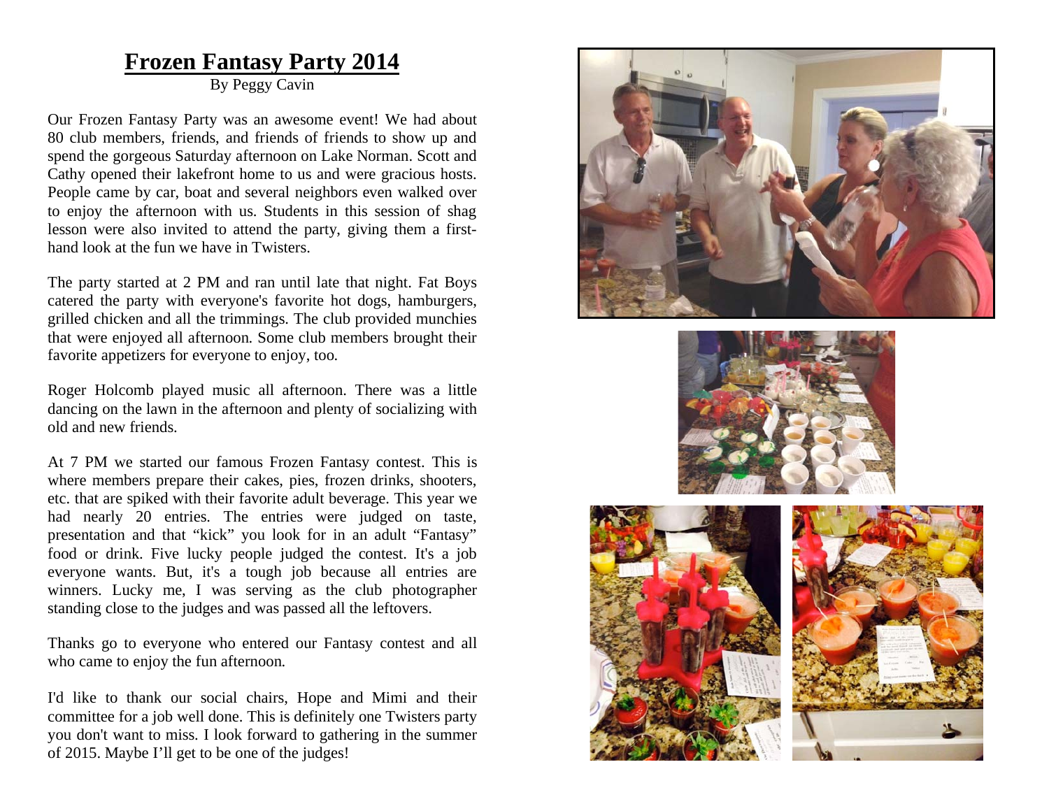# Frozen Fantasy Party 2014

By Peggy Cavin

Our Frozen Fantasy Party was an awesome event! We had about 80 club members, friends, and friends of friends to show up and spend the gorgeous Saturday afternoon on Lake Norman. Scott and Cathy opened their lakefront home to us and were gracious hosts. People came by car, boat and several neighbors even walked over to enjoy the afternoon with us. Students in this session of shag lesson were also invited to attend the party, giving them a first-hand look at the fun we have in Twisters.

The party started at 2 PM and ran until late that night. Fat Boys catered the party with everyone's favorite hot dogs, hamburgers, grilled chicken and all the trimmings. The club provided munchies that were enjoyed all afternoon. Some club members brought their favorite appetizers for everyone to enjoy, too.

Roger Holcomb played music all afternoon. There was a little dancing on the lawn in the afternoon and plenty of socializing with old and new friends.

At 7 PM we started our famous Frozen Fantasy contest. This is where members prepare their cakes, pies, frozen drinks, shooters, etc. that are spiked with their favorite adult beverage. This year we had nearly 20 entries. The entries were judged on taste, presentation and that "kick" you look for in an adult "Fantasy" food or drink. Five lucky people judged the contest. It's a job everyone wants. But, it's a tough job because all entries are winners. Lucky me, I was serving as the club photographer standing close to the judges and was passed all the leftovers.

Thanks go to everyone who entered our Fantasy contest and all who came to enjoy the fun afternoon.

I'd like to thank our social chairs, Hope and Mimi and their committee for a job well done. This is definitely one Twisters party you don't want to miss. I look forward to gathering in the summer of 2015. Maybe I'll get to be one of the judges!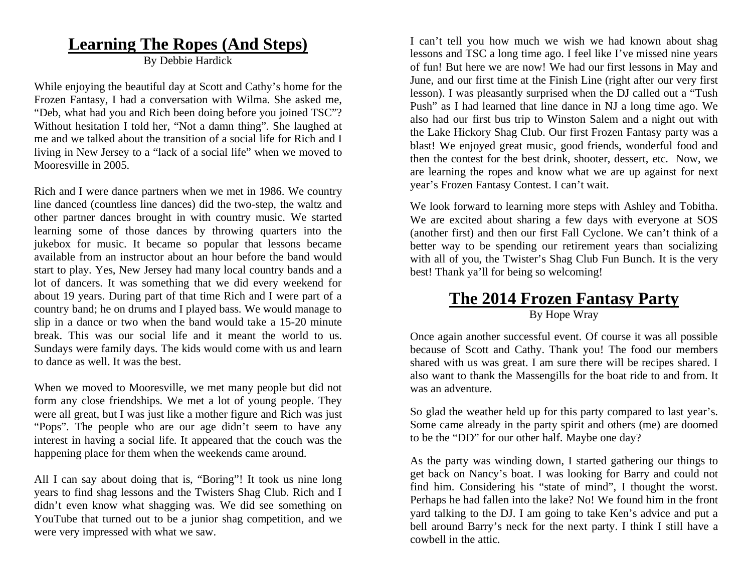# Learning The Ropes (And Steps)

By Debbie Hardick

While enjoying the beautiful day at Scott and Cathy's home for the Frozen Fantasy, I had a conversation with Wilma. She asked me, "Deb, what had you and Rich been doing before you joined TSC"? Without hesitation I told her, "Not a damn thing". She laughed at me and we talked about the transition of a social life for Rich and I living in New Jersey to a "lack of a social life" when we moved to Mooresville in 2005.

Rich and I were dance partners when we met in 1986. We country line danced (countless line dances) did the two-step, the waltz and other partner dances brought in with country music. We started learning some of those dances by throwing quarters into the jukebox for music. It became so popular that lessons became available from an instructor about an hour before the band would start to play. Yes, New Jersey had many local country bands and a lot of dancers. It was something that we did every weekend for about 19 years. During part of that time Rich and I were part of a country band; he on drums and I played bass. We would manage to slip in a dance or two when the band would take a 15-20 minute break. This was our social life and it meant the world to us. Sundays were family days. The kids would come with us and learn to dance as well. It was the best.

When we moved to Mooresville, we met many people but did not form any close friendships. We met a lot of young people. They were all great, but I was just like a mother figure and Rich was just "Pops". The people who are our age didn't seem to have any interest in having a social life. It appeared that the couch was the happening place for them when the weekends came around.

All I can say about doing that is, "Boring"! It took us nine long years to find shag lessons and the Twisters Shag Club. Rich and I didn't even know what shagging was. We did see something on YouTube that turned out to be a junior shag competition, and we were very impressed with what we saw.

I can't tell you how much we wish we had known about shag lessons and TSC a long time ago. I feel like I've missed nine years of fun! But here we are now! We had our first lessons in May and June, and our first time at the Finish Line (right after our very first lesson). I was pleasantly surprised when the DJ called out a "Tush Push" as I had learned that line dance in NJ a long time ago. We also had our first bus trip to Winston Salem and a night out with the Lake Hickory Shag Club. Our first Frozen Fantasy party was a blast! We enjoyed great music, good friends, wonderful food and then the contest for the best drink, shooter, dessert, etc. Now, we are learning the ropes and know what we are up against for next year's Frozen Fantasy Contest. I can't wait.

We look forward to learning more steps with Ashley and Tobitha. We are excited about sharing a few days with everyone at SOS (another first) and then our first Fall Cyclone. We can't think of a better way to be spending our retirement years than socializing with all of you, the Twister's Shag Club Fun Bunch. It is the very best! Thank ya'll for being so welcoming!

# The 2014 Frozen Fantasy Party

By Hope Wray

Once again another successful event. Of course it was all possible because of Scott and Cathy. Thank you! The food our members shared with us was great. I am sure there will be recipes shared. I also want to thank the Massengills for the boat ride to and from. It was an adventure.

So glad the weather held up for this party compared to last year's. Some came already in the party spirit and others (me) are doomed to be the "DD" for our other half. Maybe one day?

As the party was winding down, I started gathering our things to get back on Nancy's boat. I was looking for Barry and could not find him. Considering his "state of mind", I thought the worst. Perhaps he had fallen into the lake? No! We found him in the front yard talking to the DJ. I am going to take Ken's advice and put a bell around Barry's neck for the next party. I think I still have a cowbell in the attic.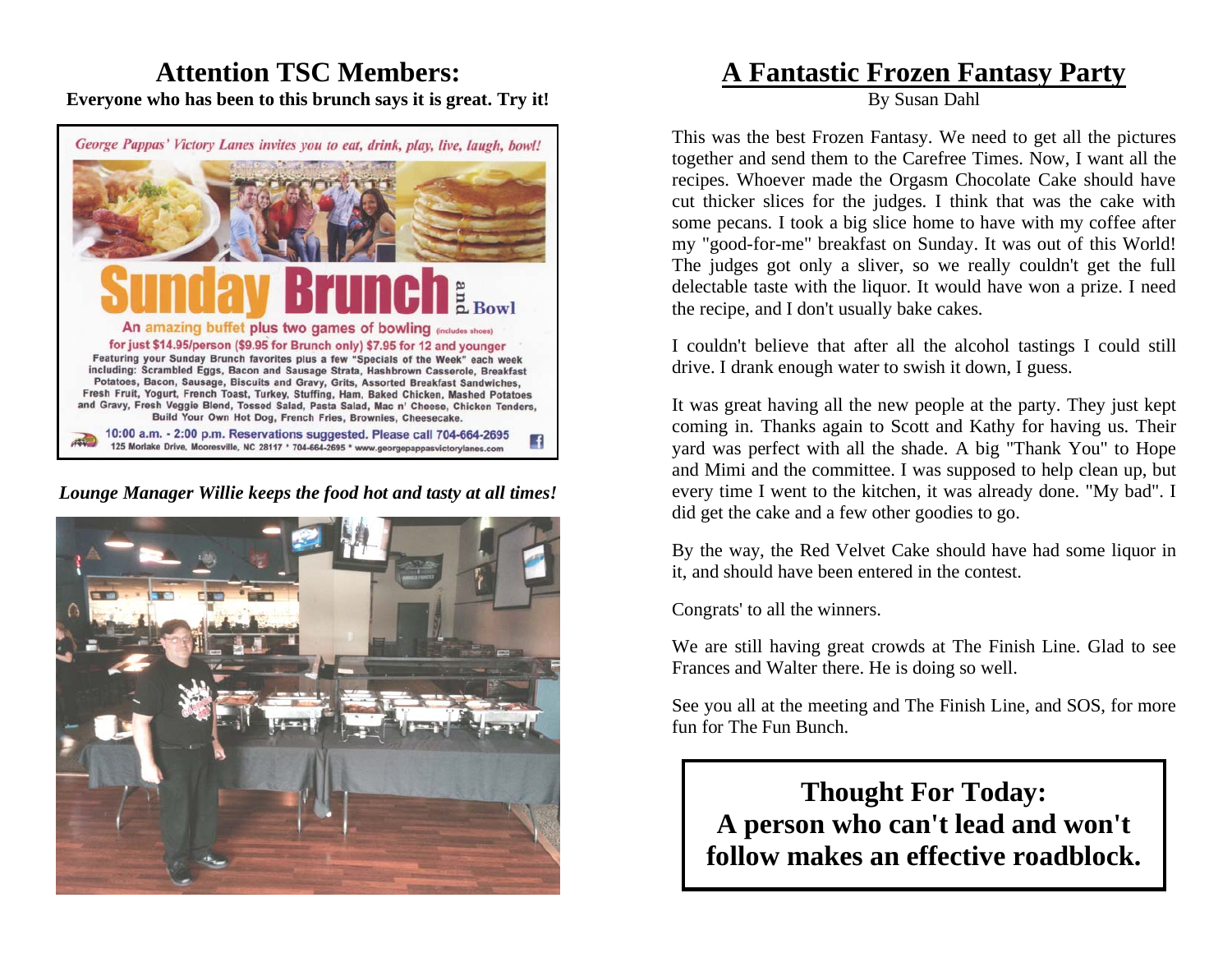# Attention TSC Members:

**Everyone who has been to this brunch says it is great. Try it!**

George Pappas' Victory Lanes invites you to eat, drink, play, live, laugh, bowl!

**Sunday Brunch and Bowl**

An amazing buffet plus two games of bowling (includes shoes)
for just $14.95/person ($9.95 for Brunch only) $7.95 for 12 and younger

Featuring your Sunday Brunch favorites plus a few "Specials of the Week" each week including: Scrambled Eggs, Bacon and Sausage Strata, Hashbrown Casserole, Breakfast Potatoes, Bacon, Sausage, Biscuits and Gravy, Grits, Assorted Breakfast Sandwiches, Fresh Fruit, Yogurt, French Toast, Turkey, Stuffing, Ham, Baked Chicken, Mashed Potatoes and Gravy, Fresh Veggie Blend, Tossed Salad, Pasta Salad, Mac n' Cheese, Chicken Tenders, Build Your Own Hot Dog, French Fries, Brownies, Cheesecake.

10:00 a.m. - 2:00 p.m. Reservations suggested. Please call 704-664-2695
125 Morlake Drive, Mooresville, NC 28117 * 704-664-2695 * www.georgepappasvictorylanes.com

*Lounge Manager Willie keeps the food hot and tasty at all times!*

# A Fantastic Frozen Fantasy Party

By Susan Dahl

This was the best Frozen Fantasy. We need to get all the pictures together and send them to the Carefree Times. Now, I want all the recipes. Whoever made the Orgasm Chocolate Cake should have cut thicker slices for the judges. I think that was the cake with some pecans. I took a big slice home to have with my coffee after my "good-for-me" breakfast on Sunday. It was out of this World! The judges got only a sliver, so we really couldn't get the full delectable taste with the liquor. It would have won a prize. I need the recipe, and I don't usually bake cakes.

I couldn't believe that after all the alcohol tastings I could still drive. I drank enough water to swish it down, I guess.

It was great having all the new people at the party. They just kept coming in. Thanks again to Scott and Kathy for having us. Their yard was perfect with all the shade. A big "Thank You" to Hope and Mimi and the committee. I was supposed to help clean up, but every time I went to the kitchen, it was already done. "My bad". I did get the cake and a few other goodies to go.

By the way, the Red Velvet Cake should have had some liquor in it, and should have been entered in the contest.

Congrats' to all the winners.

We are still having great crowds at The Finish Line. Glad to see Frances and Walter there. He is doing so well.

See you all at the meeting and The Finish Line, and SOS, for more fun for The Fun Bunch.

**Thought For Today:**
**A person who can't lead and won't follow makes an effective roadblock.**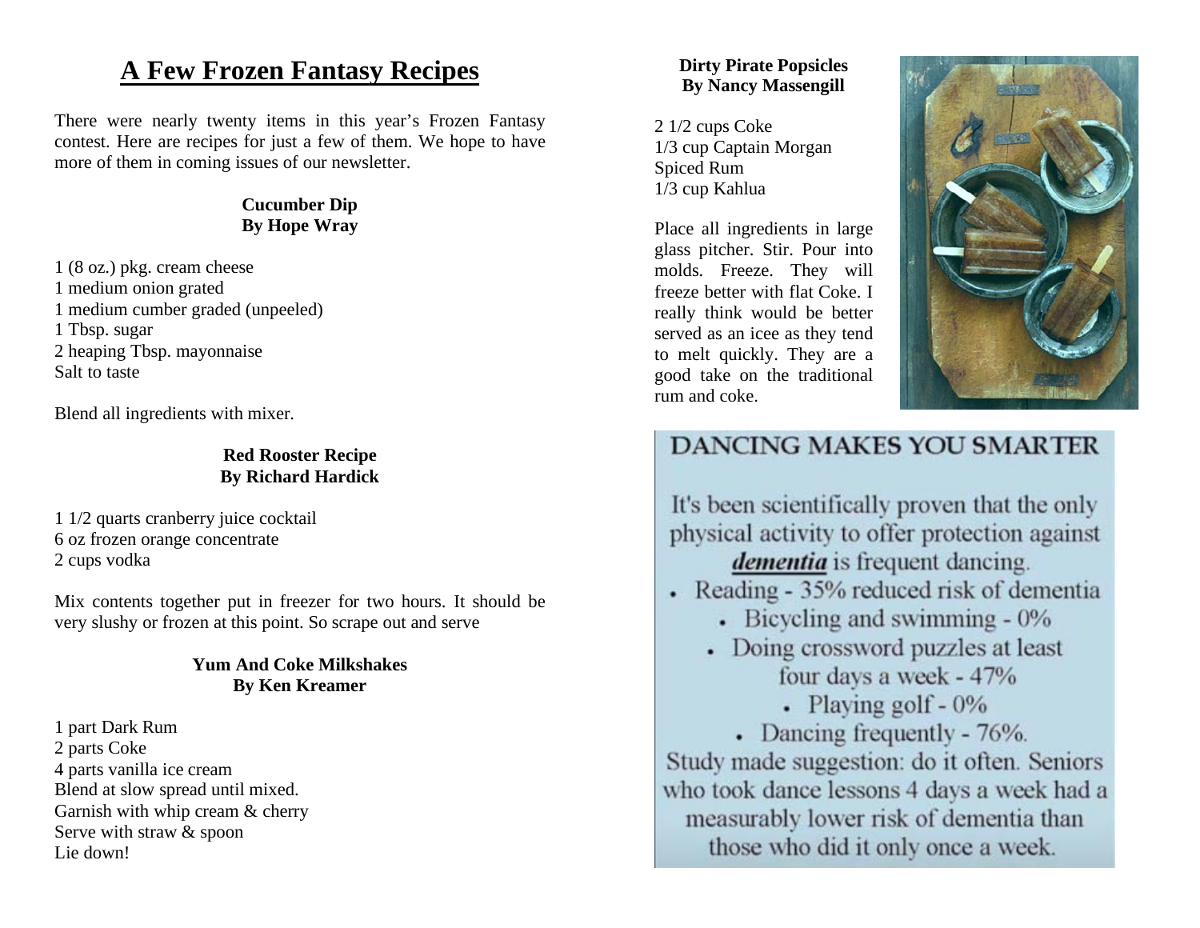# A Few Frozen Fantasy Recipes

There were nearly twenty items in this year's Frozen Fantasy contest. Here are recipes for just a few of them. We hope to have more of them in coming issues of our newsletter.

**Cucumber Dip**
**By Hope Wray**

1 (8 oz.) pkg. cream cheese
1 medium onion grated
1 medium cumber graded (unpeeled)
1 Tbsp. sugar
2 heaping Tbsp. mayonnaise
Salt to taste

Blend all ingredients with mixer.

**Red Rooster Recipe**
**By Richard Hardick**

1 1/2 quarts cranberry juice cocktail
6 oz frozen orange concentrate
2 cups vodka

Mix contents together put in freezer for two hours. It should be very slushy or frozen at this point. So scrape out and serve

**Yum And Coke Milkshakes**
**By Ken Kreamer**

1 part Dark Rum
2 parts Coke
4 parts vanilla ice cream
Blend at slow spread until mixed.
Garnish with whip cream & cherry
Serve with straw & spoon
Lie down!

**Dirty Pirate Popsicles**
**By Nancy Massengill**

2 1/2 cups Coke
1/3 cup Captain Morgan Spiced Rum
1/3 cup Kahlua

Place all ingredients in large glass pitcher. Stir. Pour into molds. Freeze. They will freeze better with flat Coke. I really think would be better served as an icee as they tend to melt quickly. They are a good take on the traditional rum and coke.

## DANCING MAKES YOU SMARTER

It's been scientifically proven that the only physical activity to offer protection against ***dementia*** is frequent dancing.

- Reading - 35% reduced risk of dementia
- Bicycling and swimming - 0%
- Doing crossword puzzles at least four days a week - 47%
- Playing golf - 0%
- Dancing frequently - 76%.

Study made suggestion: do it often. Seniors who took dance lessons 4 days a week had a measurably lower risk of dementia than those who did it only once a week.